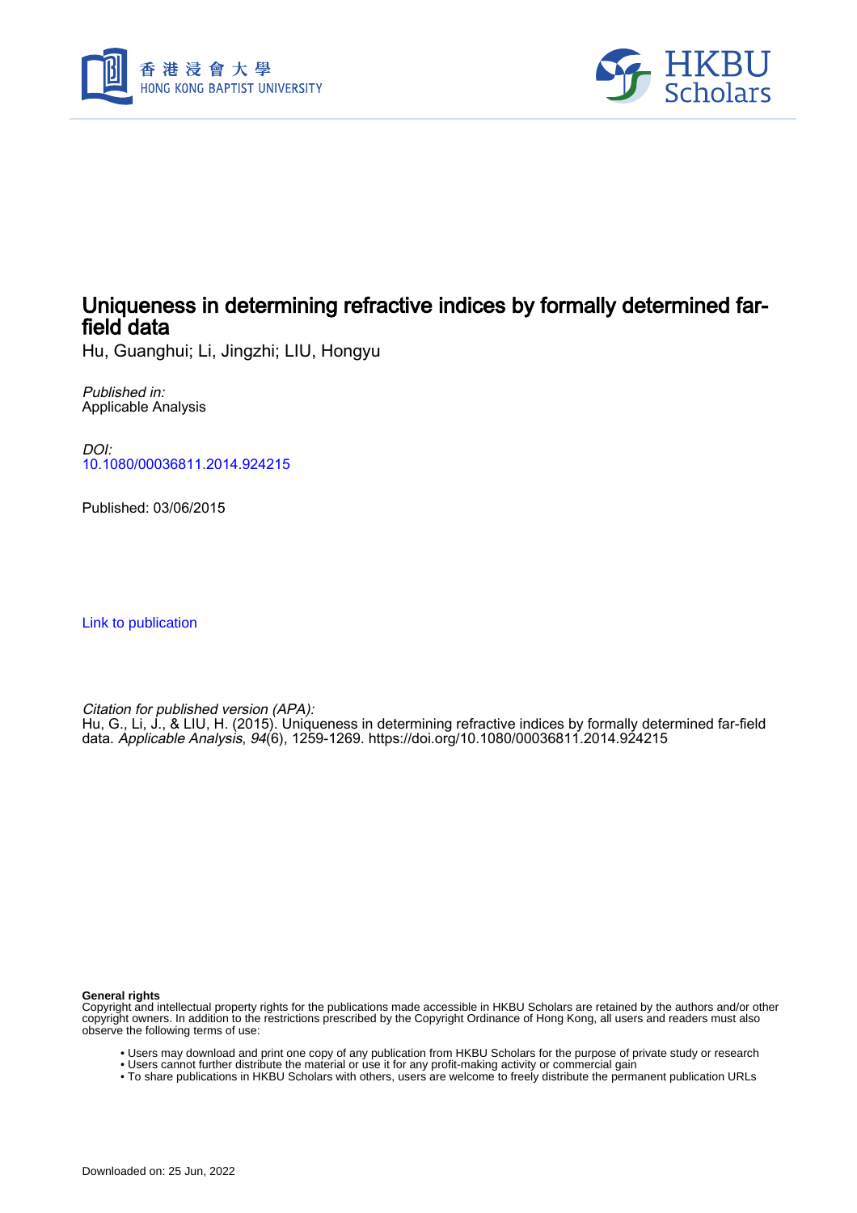# Uniqueness in determining refractive indices by formally determined far-field data

Hu, Guanghui; Li, Jingzhi; LIU, Hongyu

*Published in:*
Applicable Analysis

*DOI:*
10.1080/00036811.2014.924215

Published: 03/06/2015

Link to publication

*Citation for published version (APA):*
Hu, G., Li, J., & LIU, H. (2015). Uniqueness in determining refractive indices by formally determined far-field data. *Applicable Analysis*, *94*(6), 1259-1269. https://doi.org/10.1080/00036811.2014.924215

**General rights**
Copyright and intellectual property rights for the publications made accessible in HKBU Scholars are retained by the authors and/or other copyright owners. In addition to the restrictions prescribed by the Copyright Ordinance of Hong Kong, all users and readers must also observe the following terms of use:

- Users may download and print one copy of any publication from HKBU Scholars for the purpose of private study or research
- Users cannot further distribute the material or use it for any profit-making activity or commercial gain
- To share publications in HKBU Scholars with others, users are welcome to freely distribute the permanent publication URLs

Downloaded on: 25 Jun, 2022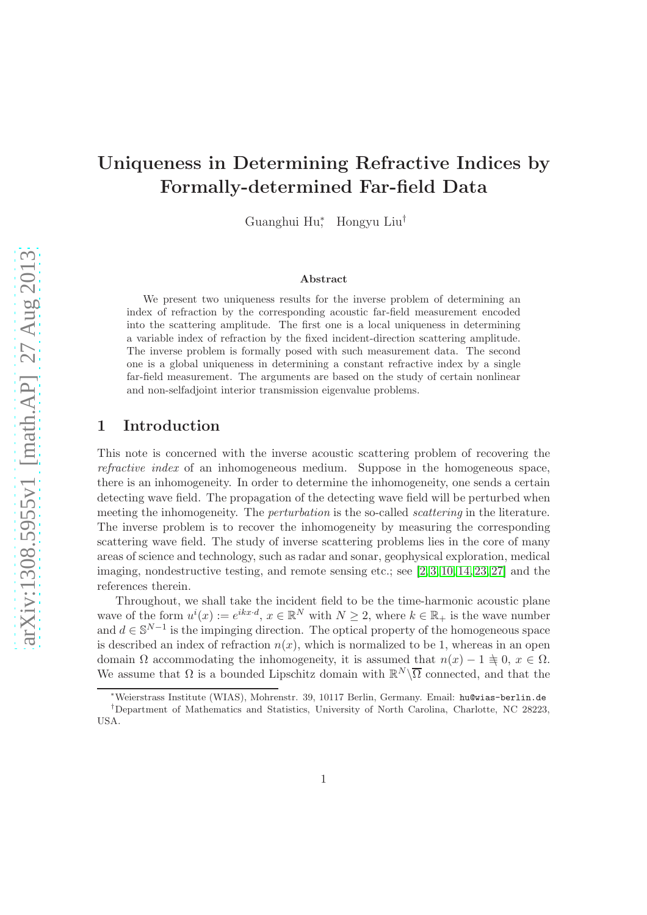# Uniqueness in Determining Refractive Indices by Formally-determined Far-field Data

Guanghui Hu[*], Hongyu Liu[†]

### Abstract

We present two uniqueness results for the inverse problem of determining an index of refraction by the corresponding acoustic far-field measurement encoded into the scattering amplitude. The first one is a local uniqueness in determining a variable index of refraction by the fixed incident-direction scattering amplitude. The inverse problem is formally posed with such measurement data. The second one is a global uniqueness in determining a constant refractive index by a single far-field measurement. The arguments are based on the study of certain nonlinear and non-selfadjoint interior transmission eigenvalue problems.

## 1 Introduction

This note is concerned with the inverse acoustic scattering problem of recovering the *refractive index* of an inhomogeneous medium. Suppose in the homogeneous space, there is an inhomogeneity. In order to determine the inhomogeneity, one sends a certain detecting wave field. The propagation of the detecting wave field will be perturbed when meeting the inhomogeneity. The *perturbation* is the so-called *scattering* in the literature. The inverse problem is to recover the inhomogeneity by measuring the corresponding scattering wave field. The study of inverse scattering problems lies in the core of many areas of science and technology, such as radar and sonar, geophysical exploration, medical imaging, nondestructive testing, and remote sensing etc.; see [2,3,10,14,23,27] and the references therein.

Throughout, we shall take the incident field to be the time-harmonic acoustic plane wave of the form $u^i(x) := e^{ikx\cdot d}$, $x \in \mathbb{R}^N$ with $N \geq 2$, where $k \in \mathbb{R}_+$ is the wave number and $d \in \mathbb{S}^{N-1}$ is the impinging direction. The optical property of the homogeneous space is described an index of refraction $n(x)$, which is normalized to be 1, whereas in an open domain $\Omega$ accommodating the inhomogeneity, it is assumed that $n(x) - 1 \not\equiv 0$, $x \in \Omega$. We assume that $\Omega$ is a bounded Lipschitz domain with $\mathbb{R}^N \backslash \overline{\Omega}$ connected, and that the

[*]Weierstrass Institute (WIAS), Mohrenstr. 39, 10117 Berlin, Germany. Email: hu@wias-berlin.de

[†]Department of Mathematics and Statistics, University of North Carolina, Charlotte, NC 28223, USA.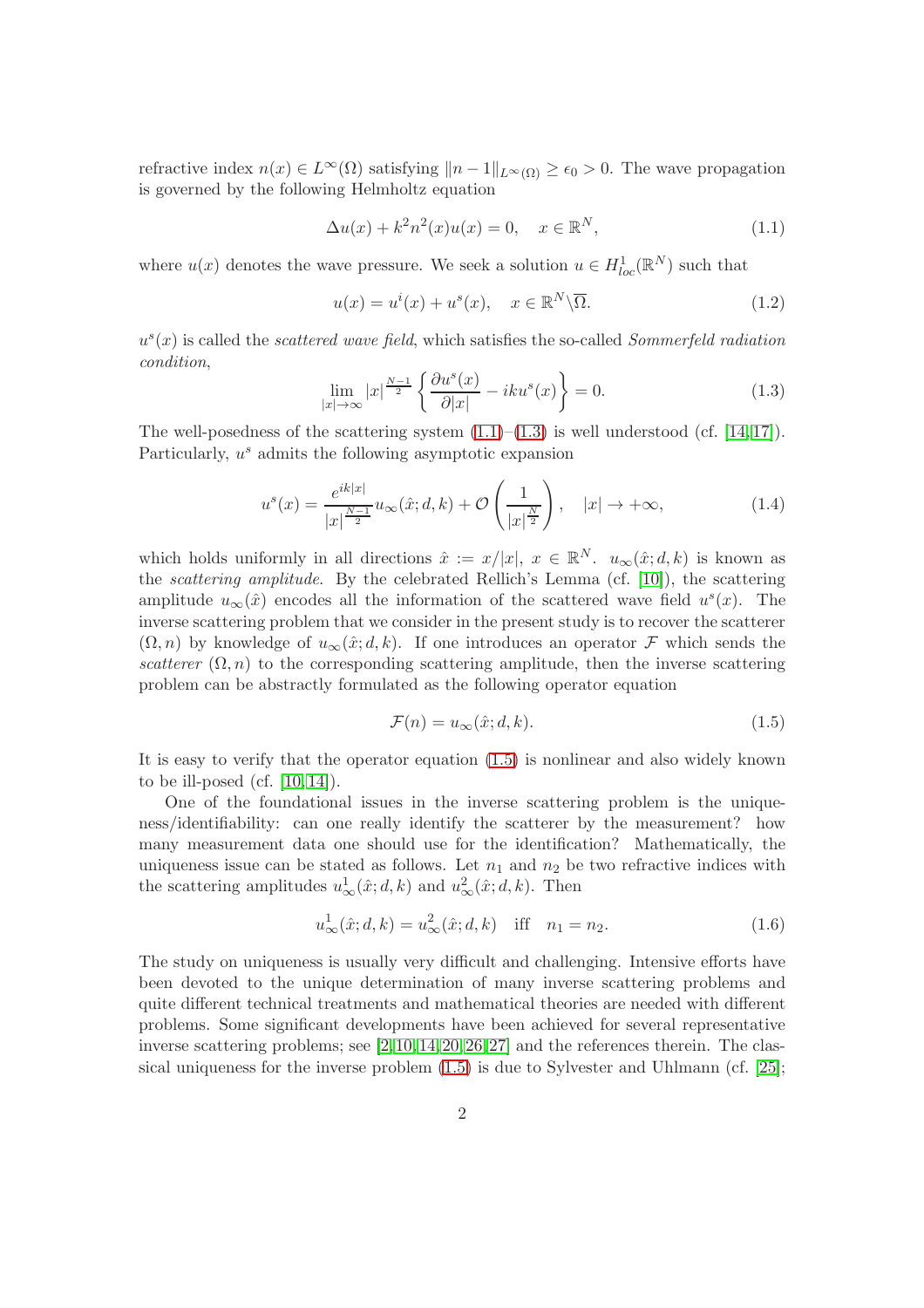refractive index $n(x) \in L^\infty(\Omega)$ satisfying $\|n-1\|_{L^\infty(\Omega)} \geq \epsilon_0 > 0$. The wave propagation is governed by the following Helmholtz equation

$$\Delta u(x) + k^2 n^2(x) u(x) = 0, \quad x \in \mathbb{R}^N, \tag{1.1}$$

where $u(x)$ denotes the wave pressure. We seek a solution $u \in H^1_{loc}(\mathbb{R}^N)$ such that

$$u(x) = u^i(x) + u^s(x), \quad x \in \mathbb{R}^N \backslash \overline{\Omega}. \tag{1.2}$$

$u^s(x)$ is called the *scattered wave field*, which satisfies the so-called *Sommerfeld radiation condition*,

$$\lim_{|x|\to\infty} |x|^{\frac{N-1}{2}} \left\{ \frac{\partial u^s(x)}{\partial |x|} - iku^s(x) \right\} = 0. \tag{1.3}$$

The well-posedness of the scattering system (1.1)–(1.3) is well understood (cf. [14,17]). Particularly, $u^s$ admits the following asymptotic expansion

$$u^s(x) = \frac{e^{ik|x|}}{|x|^{\frac{N-1}{2}}} u_\infty(\hat{x}; d, k) + \mathcal{O}\left(\frac{1}{|x|^{\frac{N}{2}}}\right), \quad |x| \to +\infty, \tag{1.4}$$

which holds uniformly in all directions $\hat{x} := x/|x|$, $x \in \mathbb{R}^N$. $u_\infty(\hat{x}; d, k)$ is known as the *scattering amplitude*. By the celebrated Rellich's Lemma (cf. [10]), the scattering amplitude $u_\infty(\hat{x})$ encodes all the information of the scattered wave field $u^s(x)$. The inverse scattering problem that we consider in the present study is to recover the scatterer $(\Omega, n)$ by knowledge of $u_\infty(\hat{x}; d, k)$. If one introduces an operator $\mathcal{F}$ which sends the *scatterer* $(\Omega, n)$ to the corresponding scattering amplitude, then the inverse scattering problem can be abstractly formulated as the following operator equation

$$\mathcal{F}(n) = u_\infty(\hat{x}; d, k). \tag{1.5}$$

It is easy to verify that the operator equation (1.5) is nonlinear and also widely known to be ill-posed (cf. [10,14]).

One of the foundational issues in the inverse scattering problem is the uniqueness/identifiability: can one really identify the scatterer by the measurement? how many measurement data one should use for the identification? Mathematically, the uniqueness issue can be stated as follows. Let $n_1$ and $n_2$ be two refractive indices with the scattering amplitudes $u^1_\infty(\hat{x}; d, k)$ and $u^2_\infty(\hat{x}; d, k)$. Then

$$u^1_\infty(\hat{x}; d, k) = u^2_\infty(\hat{x}; d, k) \quad \text{iff} \quad n_1 = n_2. \tag{1.6}$$

The study on uniqueness is usually very difficult and challenging. Intensive efforts have been devoted to the unique determination of many inverse scattering problems and quite different technical treatments and mathematical theories are needed with different problems. Some significant developments have been achieved for several representative inverse scattering problems; see [2,10,14,20,26,27] and the references therein. The classical uniqueness for the inverse problem (1.5) is due to Sylvester and Uhlmann (cf. [25];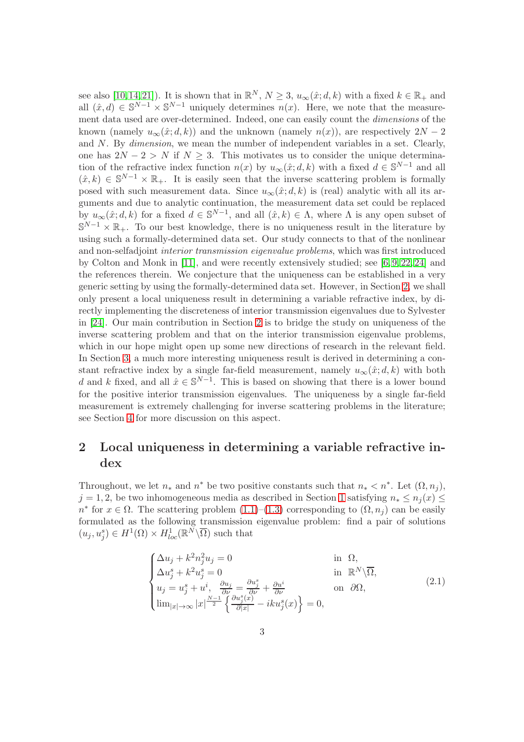see also [10,14,21]). It is shown that in $\mathbb{R}^N$, $N \geq 3$, $u_\infty(\hat{x}; d, k)$ with a fixed $k \in \mathbb{R}_+$ and all $(\hat{x}, d) \in \mathbb{S}^{N-1} \times \mathbb{S}^{N-1}$ uniquely determines $n(x)$. Here, we note that the measurement data used are over-determined. Indeed, one can easily count the *dimensions* of the known (namely $u_\infty(\hat{x}; d, k)$) and the unknown (namely $n(x)$), are respectively $2N - 2$ and $N$. By *dimension*, we mean the number of independent variables in a set. Clearly, one has $2N - 2 > N$ if $N \geq 3$. This motivates us to consider the unique determination of the refractive index function $n(x)$ by $u_\infty(\hat{x}; d, k)$ with a fixed $d \in \mathbb{S}^{N-1}$ and all $(\hat{x}, k) \in \mathbb{S}^{N-1} \times \mathbb{R}_+$. It is easily seen that the inverse scattering problem is formally posed with such measurement data. Since $u_\infty(\hat{x}; d, k)$ is (real) analytic with all its arguments and due to analytic continuation, the measurement data set could be replaced by $u_\infty(\hat{x}; d, k)$ for a fixed $d \in \mathbb{S}^{N-1}$, and all $(\hat{x}, k) \in \Lambda$, where $\Lambda$ is any open subset of $\mathbb{S}^{N-1} \times \mathbb{R}_+$. To our best knowledge, there is no uniqueness result in the literature by using such a formally-determined data set. Our study connects to that of the nonlinear and non-selfadjoint *interior transmission eigenvalue problems*, which was first introduced by Colton and Monk in [11], and were recently extensively studied; see [6,9,22,24] and the references therein. We conjecture that the uniqueness can be established in a very generic setting by using the formally-determined data set. However, in Section 2, we shall only present a local uniqueness result in determining a variable refractive index, by directly implementing the discreteness of interior transmission eigenvalues due to Sylvester in [24]. Our main contribution in Section 2 is to bridge the study on uniqueness of the inverse scattering problem and that on the interior transmission eigenvalue problems, which in our hope might open up some new directions of research in the relevant field. In Section 3, a much more interesting uniqueness result is derived in determining a constant refractive index by a single far-field measurement, namely $u_\infty(\hat{x}; d, k)$ with both $d$ and $k$ fixed, and all $\hat{x} \in \mathbb{S}^{N-1}$. This is based on showing that there is a lower bound for the positive interior transmission eigenvalues. The uniqueness by a single far-field measurement is extremely challenging for inverse scattering problems in the literature; see Section 4 for more discussion on this aspect.

## 2 Local uniqueness in determining a variable refractive index

Throughout, we let $n_*$ and $n^*$ be two positive constants such that $n_* < n^*$. Let $(\Omega, n_j)$, $j = 1, 2$, be two inhomogeneous media as described in Section 1 satisfying $n_* \leq n_j(x) \leq n^*$ for $x \in \Omega$. The scattering problem (1.1)–(1.3) corresponding to $(\Omega, n_j)$ can be easily formulated as the following transmission eigenvalue problem: find a pair of solutions $(u_j, u_j^s) \in H^1(\Omega) \times H^1_{loc}(\mathbb{R}^N \backslash \overline{\Omega})$ such that

$$
\begin{cases}
\Delta u_j + k^2 n_j^2 u_j = 0 & \text{in } \ \Omega, \\
\Delta u_j^s + k^2 u_j^s = 0 & \text{in } \ \mathbb{R}^N \backslash \overline{\Omega}, \\
u_j = u_j^s + u^i, \ \ \frac{\partial u_j}{\partial \nu} = \frac{\partial u_j^s}{\partial \nu} + \frac{\partial u^i}{\partial \nu} & \text{on } \ \partial\Omega, \\
\lim_{|x| \to \infty} |x|^{\frac{N-1}{2}} \left\{ \frac{\partial u_j^s(x)}{\partial |x|} - iku_j^s(x) \right\} = 0,
\end{cases}
\tag{2.1}
$$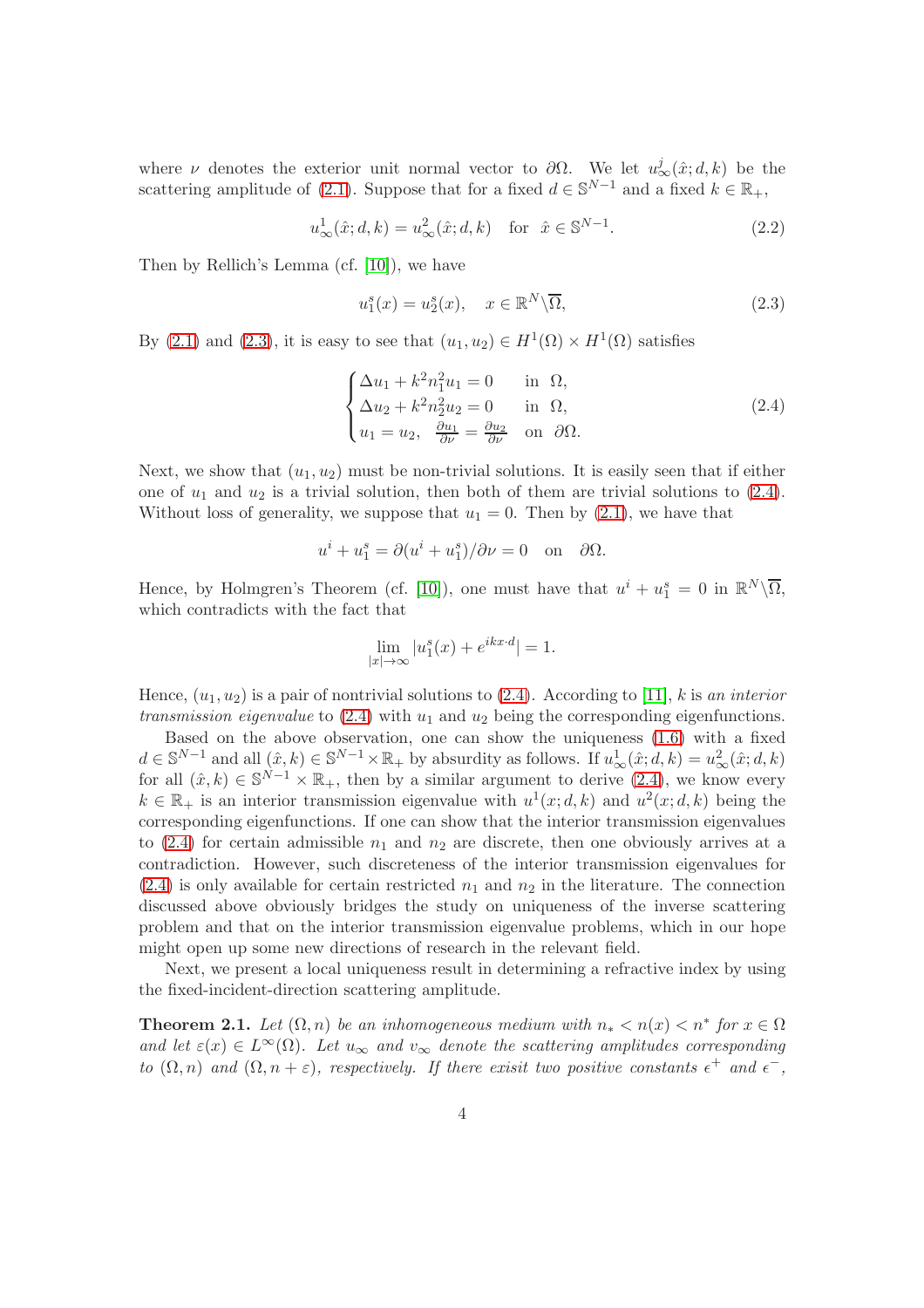where $\nu$ denotes the exterior unit normal vector to $\partial\Omega$. We let $u_\infty^j(\hat{x}; d, k)$ be the scattering amplitude of (2.1). Suppose that for a fixed $d \in \mathbb{S}^{N-1}$ and a fixed $k \in \mathbb{R}_+$,

$$u_\infty^1(\hat{x}; d, k) = u_\infty^2(\hat{x}; d, k) \quad \text{for} \quad \hat{x} \in \mathbb{S}^{N-1}. \tag{2.2}$$

Then by Rellich's Lemma (cf. [10]), we have

$$u_1^s(x) = u_2^s(x), \quad x \in \mathbb{R}^N \backslash \overline{\Omega}, \tag{2.3}$$

By (2.1) and (2.3), it is easy to see that $(u_1, u_2) \in H^1(\Omega) \times H^1(\Omega)$ satisfies

$$\begin{cases} \Delta u_1 + k^2 n_1^2 u_1 = 0 & \text{in} \ \ \Omega, \\ \Delta u_2 + k^2 n_2^2 u_2 = 0 & \text{in} \ \ \Omega, \\ u_1 = u_2, \ \ \frac{\partial u_1}{\partial \nu} = \frac{\partial u_2}{\partial \nu} & \text{on} \ \ \partial\Omega. \end{cases} \tag{2.4}$$

Next, we show that $(u_1, u_2)$ must be non-trivial solutions. It is easily seen that if either one of $u_1$ and $u_2$ is a trivial solution, then both of them are trivial solutions to (2.4). Without loss of generality, we suppose that $u_1 = 0$. Then by (2.1), we have that

$$u^i + u_1^s = \partial(u^i + u_1^s)/\partial\nu = 0 \quad \text{on} \quad \partial\Omega.$$

Hence, by Holmgren's Theorem (cf. [10]), one must have that $u^i + u_1^s = 0$ in $\mathbb{R}^N \backslash \overline{\Omega}$, which contradicts with the fact that

$$\lim_{|x| \to \infty} |u_1^s(x) + e^{ikx \cdot d}| = 1.$$

Hence, $(u_1, u_2)$ is a pair of nontrivial solutions to (2.4). According to [11], $k$ is *an interior transmission eigenvalue* to (2.4) with $u_1$ and $u_2$ being the corresponding eigenfunctions.

Based on the above observation, one can show the uniqueness (1.6) with a fixed $d \in \mathbb{S}^{N-1}$ and all $(\hat{x}, k) \in \mathbb{S}^{N-1} \times \mathbb{R}_+$ by absurdity as follows. If $u_\infty^1(\hat{x}; d, k) = u_\infty^2(\hat{x}; d, k)$ for all $(\hat{x}, k) \in \mathbb{S}^{N-1} \times \mathbb{R}_+$, then by a similar argument to derive (2.4), we know every $k \in \mathbb{R}_+$ is an interior transmission eigenvalue with $u^1(x; d, k)$ and $u^2(x; d, k)$ being the corresponding eigenfunctions. If one can show that the interior transmission eigenvalues to (2.4) for certain admissible $n_1$ and $n_2$ are discrete, then one obviously arrives at a contradiction. However, such discreteness of the interior transmission eigenvalues for (2.4) is only available for certain restricted $n_1$ and $n_2$ in the literature. The connection discussed above obviously bridges the study on uniqueness of the inverse scattering problem and that on the interior transmission eigenvalue problems, which in our hope might open up some new directions of research in the relevant field.

Next, we present a local uniqueness result in determining a refractive index by using the fixed-incident-direction scattering amplitude.

**Theorem 2.1.** *Let $(\Omega, n)$ be an inhomogeneous medium with $n_* < n(x) < n^*$ for $x \in \Omega$ and let $\varepsilon(x) \in L^\infty(\Omega)$. Let $u_\infty$ and $v_\infty$ denote the scattering amplitudes corresponding to $(\Omega, n)$ and $(\Omega, n + \varepsilon)$, respectively. If there exisit two positive constants $\epsilon^+$ and $\epsilon^-$,*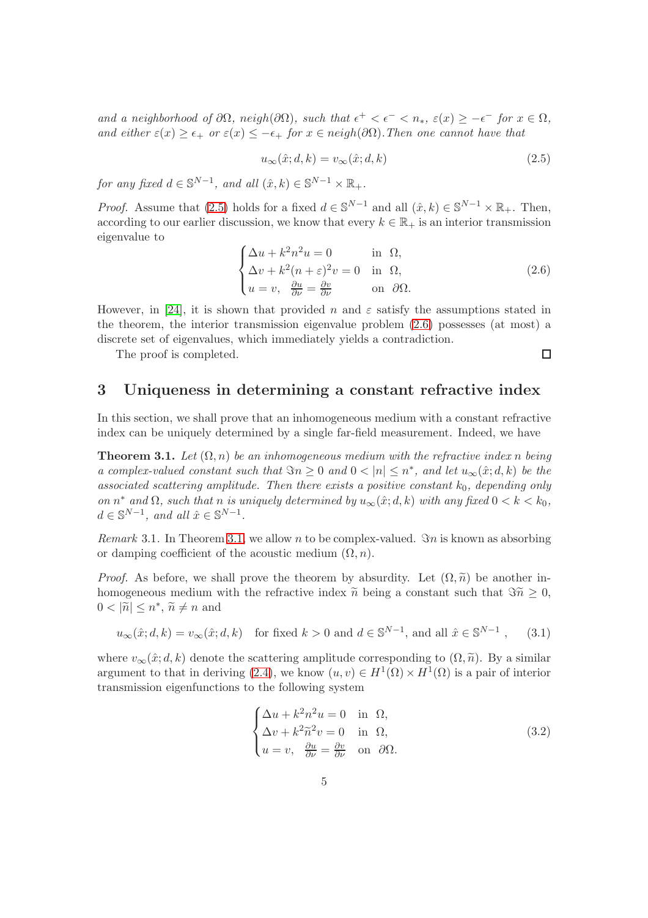*and a neighborhood of $\partial\Omega$, $neigh(\partial\Omega)$, such that $\epsilon^+ < \epsilon^- < n_*$, $\varepsilon(x) \geq -\epsilon^-$ for $x \in \Omega$, and either $\varepsilon(x) \geq \epsilon_+$ or $\varepsilon(x) \leq -\epsilon_+$ for $x \in neigh(\partial\Omega)$. Then one cannot have that*

$$u_\infty(\hat{x}; d, k) = v_\infty(\hat{x}; d, k) \tag{2.5}$$

*for any fixed $d \in \mathbb{S}^{N-1}$, and all $(\hat{x}, k) \in \mathbb{S}^{N-1} \times \mathbb{R}_+$.*

*Proof.* Assume that (2.5) holds for a fixed $d \in \mathbb{S}^{N-1}$ and all $(\hat{x}, k) \in \mathbb{S}^{N-1} \times \mathbb{R}_+$. Then, according to our earlier discussion, we know that every $k \in \mathbb{R}_+$ is an interior transmission eigenvalue to

$$\begin{cases} \Delta u + k^2 n^2 u = 0 & \text{in } \Omega, \\ \Delta v + k^2 (n + \varepsilon)^2 v = 0 & \text{in } \Omega, \\ u = v, \ \frac{\partial u}{\partial \nu} = \frac{\partial v}{\partial \nu} & \text{on } \partial\Omega. \end{cases} \tag{2.6}$$

However, in [24], it is shown that provided $n$ and $\varepsilon$ satisfy the assumptions stated in the theorem, the interior transmission eigenvalue problem (2.6) possesses (at most) a discrete set of eigenvalues, which immediately yields a contradiction.

The proof is completed. $\square$

## 3 Uniqueness in determining a constant refractive index

In this section, we shall prove that an inhomogeneous medium with a constant refractive index can be uniquely determined by a single far-field measurement. Indeed, we have

**Theorem 3.1.** *Let $(\Omega, n)$ be an inhomogeneous medium with the refractive index $n$ being a complex-valued constant such that $\Im n \geq 0$ and $0 < |n| \leq n^*$, and let $u_\infty(\hat{x}; d, k)$ be the associated scattering amplitude. Then there exists a positive constant $k_0$, depending only on $n^*$ and $\Omega$, such that $n$ is uniquely determined by $u_\infty(\hat{x}; d, k)$ with any fixed $0 < k < k_0$, $d \in \mathbb{S}^{N-1}$, and all $\hat{x} \in \mathbb{S}^{N-1}$.*

*Remark* 3.1. In Theorem 3.1, we allow $n$ to be complex-valued. $\Im n$ is known as absorbing or damping coefficient of the acoustic medium $(\Omega, n)$.

*Proof.* As before, we shall prove the theorem by absurdity. Let $(\Omega, \widetilde{n})$ be another inhomogeneous medium with the refractive index $\widetilde{n}$ being a constant such that $\Im \widetilde{n} \geq 0$, $0 < |\widetilde{n}| \leq n^*$, $\widetilde{n} \neq n$ and

$$u_\infty(\hat{x}; d, k) = v_\infty(\hat{x}; d, k) \quad \text{for fixed } k > 0 \text{ and } d \in \mathbb{S}^{N-1}, \text{ and all } \hat{x} \in \mathbb{S}^{N-1}, \tag{3.1}$$

where $v_\infty(\hat{x}; d, k)$ denote the scattering amplitude corresponding to $(\Omega, \widetilde{n})$. By a similar argument to that in deriving (2.4), we know $(u, v) \in H^1(\Omega) \times H^1(\Omega)$ is a pair of interior transmission eigenfunctions to the following system

$$\begin{cases} \Delta u + k^2 n^2 u = 0 & \text{in } \Omega, \\ \Delta v + k^2 \widetilde{n}^2 v = 0 & \text{in } \Omega, \\ u = v, \ \frac{\partial u}{\partial \nu} = \frac{\partial v}{\partial \nu} & \text{on } \partial\Omega. \end{cases} \tag{3.2}$$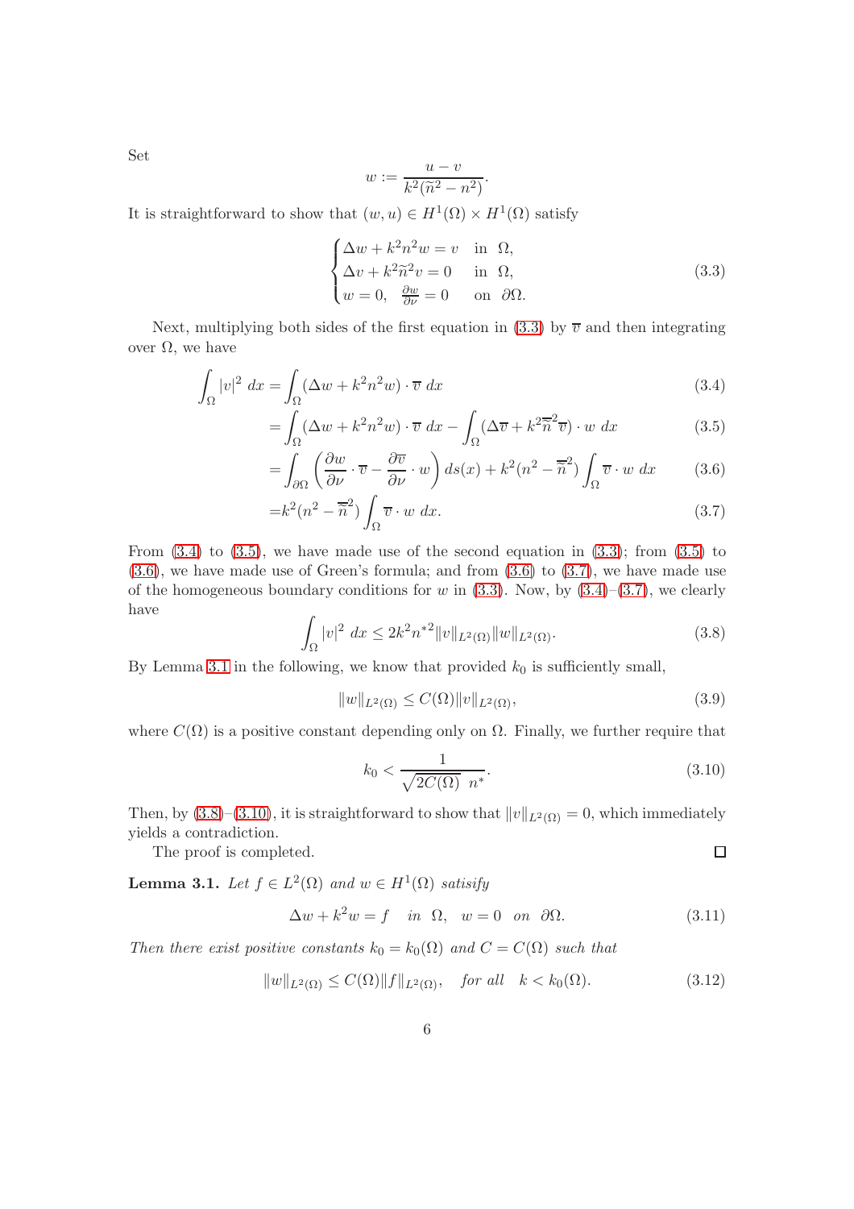Set

$$w := \frac{u - v}{k^2(\widetilde{n}^2 - n^2)}.$$

It is straightforward to show that $(w, u) \in H^1(\Omega) \times H^1(\Omega)$ satisfy

$$\begin{cases} \Delta w + k^2 n^2 w = v & \text{in } \ \Omega, \\ \Delta v + k^2 \widetilde{n}^2 v = 0 & \text{in } \ \Omega, \\ w = 0, \ \ \frac{\partial w}{\partial \nu} = 0 & \text{on } \ \partial\Omega. \end{cases} \tag{3.3}$$

Next, multiplying both sides of the first equation in (3.3) by $\overline{v}$ and then integrating over $\Omega$, we have

$$\int_\Omega |v|^2 \ dx = \int_\Omega (\Delta w + k^2 n^2 w) \cdot \overline{v} \ dx \tag{3.4}$$

$$= \int_\Omega (\Delta w + k^2 n^2 w) \cdot \overline{v} \ dx - \int_\Omega (\Delta \overline{v} + k^2 \overline{\widetilde{n}}^2 \overline{v}) \cdot w \ dx \tag{3.5}$$

$$= \int_{\partial\Omega} \left( \frac{\partial w}{\partial \nu} \cdot \overline{v} - \frac{\partial \overline{v}}{\partial \nu} \cdot w \right) ds(x) + k^2 (n^2 - \overline{\widetilde{n}}^2) \int_\Omega \overline{v} \cdot w \ dx \tag{3.6}$$

$$= k^2 (n^2 - \overline{\widetilde{n}}^2) \int_\Omega \overline{v} \cdot w \ dx. \tag{3.7}$$

From (3.4) to (3.5), we have made use of the second equation in (3.3); from (3.5) to (3.6), we have made use of Green's formula; and from (3.6) to (3.7), we have made use of the homogeneous boundary conditions for $w$ in (3.3). Now, by (3.4)–(3.7), we clearly have

$$\int_\Omega |v|^2 \ dx \le 2k^2 {n^*}^2 \|v\|_{L^2(\Omega)} \|w\|_{L^2(\Omega)}. \tag{3.8}$$

By Lemma 3.1 in the following, we know that provided $k_0$ is sufficiently small,

$$\|w\|_{L^2(\Omega)} \le C(\Omega) \|v\|_{L^2(\Omega)}, \tag{3.9}$$

where $C(\Omega)$ is a positive constant depending only on $\Omega$. Finally, we further require that

$$k_0 < \frac{1}{\sqrt{2C(\Omega)} \ n^*}. \tag{3.10}$$

Then, by (3.8)–(3.10), it is straightforward to show that $\|v\|_{L^2(\Omega)} = 0$, which immediately yields a contradiction.

The proof is completed. $\square$

**Lemma 3.1.** *Let $f \in L^2(\Omega)$ and $w \in H^1(\Omega)$ satisfy*

$$\Delta w + k^2 w = f \quad in \ \ \Omega, \quad w = 0 \ \ on \ \ \partial\Omega. \tag{3.11}$$

*Then there exist positive constants $k_0 = k_0(\Omega)$ and $C = C(\Omega)$ such that*

$$\|w\|_{L^2(\Omega)} \le C(\Omega) \|f\|_{L^2(\Omega)}, \quad for \ all \quad k < k_0(\Omega). \tag{3.12}$$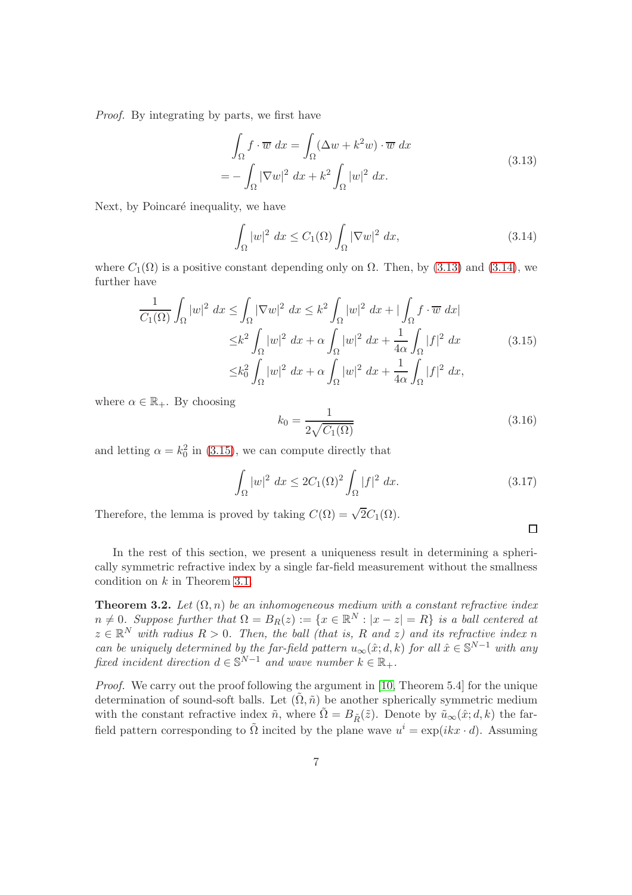*Proof.* By integrating by parts, we first have

$$
\begin{aligned}
&\int_\Omega f \cdot \overline{w}\ dx = \int_\Omega (\Delta w + k^2 w) \cdot \overline{w}\ dx \\
=& -\int_\Omega |\nabla w|^2\ dx + k^2 \int_\Omega |w|^2\ dx.
\end{aligned}
\tag{3.13}
$$

Next, by Poincaré inequality, we have

$$
\int_\Omega |w|^2\ dx \leq C_1(\Omega) \int_\Omega |\nabla w|^2\ dx,
\tag{3.14}
$$

where $C_1(\Omega)$ is a positive constant depending only on $\Omega$. Then, by (3.13) and (3.14), we further have

$$
\begin{aligned}
\frac{1}{C_1(\Omega)} \int_\Omega |w|^2\ dx \leq \int_\Omega |\nabla w|^2\ dx \leq k^2 \int_\Omega |w|^2\ dx + |\int_\Omega f \cdot \overline{w}\ dx| \\
\leq k^2 \int_\Omega |w|^2\ dx + \alpha \int_\Omega |w|^2\ dx + \frac{1}{4\alpha} \int_\Omega |f|^2\ dx \\
\leq k_0^2 \int_\Omega |w|^2\ dx + \alpha \int_\Omega |w|^2\ dx + \frac{1}{4\alpha} \int_\Omega |f|^2\ dx,
\end{aligned}
\tag{3.15}
$$

where $\alpha \in \mathbb{R}_+$. By choosing

$$
k_0 = \frac{1}{2\sqrt{C_1(\Omega)}}
\tag{3.16}
$$

and letting $\alpha = k_0^2$ in (3.15), we can compute directly that

$$
\int_\Omega |w|^2\ dx \leq 2C_1(\Omega)^2 \int_\Omega |f|^2\ dx.
\tag{3.17}
$$

Therefore, the lemma is proved by taking $C(\Omega) = \sqrt{2}C_1(\Omega)$. ∎

In the rest of this section, we present a uniqueness result in determining a spherically symmetric refractive index by a single far-field measurement without the smallness condition on $k$ in Theorem 3.1.

**Theorem 3.2.** *Let $(\Omega, n)$ be an inhomogeneous medium with a constant refractive index $n \neq 0$. Suppose further that $\Omega = B_R(z) := \{x \in \mathbb{R}^N : |x - z| = R\}$ is a ball centered at $z \in \mathbb{R}^N$ with radius $R > 0$. Then, the ball (that is, $R$ and $z$) and its refractive index $n$ can be uniquely determined by the far-field pattern $u_\infty(\hat{x}; d, k)$ for all $\hat{x} \in \mathbb{S}^{N-1}$ with any fixed incident direction $d \in \mathbb{S}^{N-1}$ and wave number $k \in \mathbb{R}_+$.*

*Proof.* We carry out the proof following the argument in [10, Theorem 5.4] for the unique determination of sound-soft balls. Let $(\tilde{\Omega}, \tilde{n})$ be another spherically symmetric medium with the constant refractive index $\tilde{n}$, where $\tilde{\Omega} = B_{\tilde{R}}(\tilde{z})$. Denote by $\tilde{u}_\infty(\hat{x}; d, k)$ the far-field pattern corresponding to $\tilde{\Omega}$ incited by the plane wave $u^i = \exp(ikx \cdot d)$. Assuming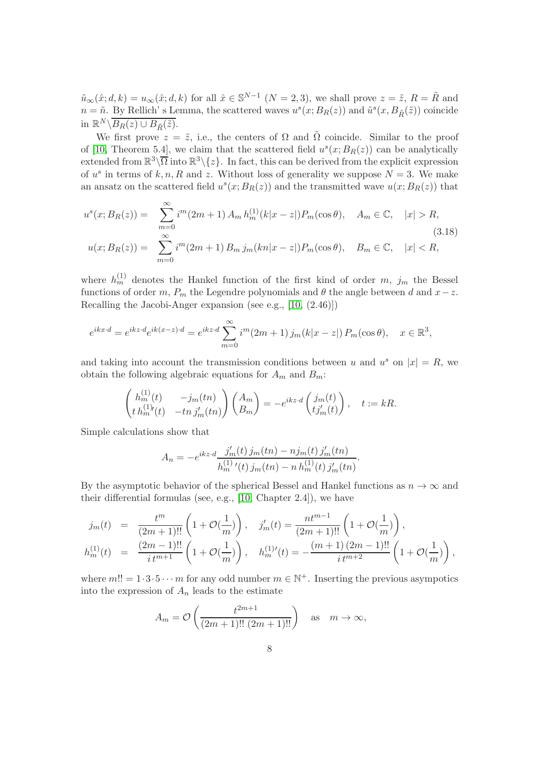$\tilde{u}_\infty(\hat{x}; d, k) = u_\infty(\hat{x}; d, k)$ for all $\hat{x} \in \mathbb{S}^{N-1}$ ($N = 2, 3$), we shall prove $z = \tilde{z}$, $R = \tilde{R}$ and $n = \tilde{n}$. By Rellich' s Lemma, the scattered waves $u^s(x; B_R(z))$ and $\tilde{u}^s(x, B_{\tilde{R}}(\tilde{z}))$ coincide in $\mathbb{R}^N \backslash \overline{B_R(z) \cup B_{\tilde{R}}(\tilde{z})}$.

We first prove $z = \tilde{z}$, i.e., the centers of $\Omega$ and $\tilde{\Omega}$ coincide. Similar to the proof of [10, Theorem 5.4], we claim that the scattered field $u^s(x; B_R(z))$ can be analytically extended from $\mathbb{R}^3 \backslash \overline{\Omega}$ into $\mathbb{R}^3 \backslash \{z\}$. In fact, this can be derived from the explicit expression of $u^s$ in terms of $k, n, R$ and $z$. Without loss of generality we suppose $N = 3$. We make an ansatz on the scattered field $u^s(x; B_R(z))$ and the transmitted wave $u(x; B_R(z))$ that

$$
\begin{aligned}
u^s(x; B_R(z)) &= \sum_{m=0}^{\infty} i^m (2m+1)\, A_m\, h_m^{(1)}(k|x-z|) P_m(\cos\theta), \quad A_m \in \mathbb{C}, \quad |x| > R, \\
u(x; B_R(z)) &= \sum_{m=0}^{\infty} i^m (2m+1)\, B_m\, j_m(kn|x-z|) P_m(\cos\theta), \quad B_m \in \mathbb{C}, \quad |x| < R,
\end{aligned}
\tag{3.18}
$$

where $h_m^{(1)}$ denotes the Hankel function of the first kind of order $m$, $j_m$ the Bessel functions of order $m$, $P_m$ the Legendre polynomials and $\theta$ the angle between $d$ and $x - z$. Recalling the Jacobi-Anger expansion (see e.g., [10, (2.46)])

$$
e^{ikx\cdot d} = e^{ikz\cdot d} e^{ik(x-z)\cdot d} = e^{ikz\cdot d} \sum_{m=0}^{\infty} i^m (2m+1)\, j_m(k|x-z|)\, P_m(\cos\theta), \quad x \in \mathbb{R}^3,
$$

and taking into account the transmission conditions between $u$ and $u^s$ on $|x| = R$, we obtain the following algebraic equations for $A_m$ and $B_m$:

$$
\begin{pmatrix} h_m^{(1)}(t) & -j_m(tn) \\ t\, h_m^{(1)\prime}(t) & -tn\, j_m'(tn) \end{pmatrix} \begin{pmatrix} A_m \\ B_m \end{pmatrix} = -e^{ikz\cdot d} \begin{pmatrix} j_m(t) \\ t j_m'(t) \end{pmatrix}, \quad t := kR.
$$

Simple calculations show that

$$
A_n = -e^{ikz\cdot d} \frac{j_m'(t)\, j_m(tn) - n j_m(t)\, j_m'(tn)}{h_m^{(1)\prime}(t)\, j_m(tn) - n\, h_m^{(1)}(t)\, j_m'(tn)}.
$$

By the asymptotic behavior of the spherical Bessel and Hankel functions as $n \to \infty$ and their differential formulas (see, e.g., [10, Chapter 2.4]), we have

$$
\begin{aligned}
j_m(t) &= \frac{t^m}{(2m+1)!!}\left(1 + \mathcal{O}(\frac{1}{m})\right), \quad j_m'(t) = \frac{n t^{m-1}}{(2m+1)!!}\left(1 + \mathcal{O}(\frac{1}{m})\right), \\
h_m^{(1)}(t) &= \frac{(2m-1)!!}{i\, t^{m+1}}\left(1 + \mathcal{O}(\frac{1}{m})\right), \quad h_m^{(1)\prime}(t) = -\frac{(m+1)\,(2m-1)!!}{i\, t^{m+2}}\left(1 + \mathcal{O}(\frac{1}{m})\right),
\end{aligned}
$$

where $m!! = 1 \cdot 3 \cdot 5 \cdots m$ for any odd number $m \in \mathbb{N}^+$. Inserting the previous asympotics into the expression of $A_n$ leads to the estimate

$$
A_m = \mathcal{O}\left(\frac{t^{2m+1}}{(2m+1)!!\;(2m+1)!!}\right) \quad \text{as} \quad m \to \infty,
$$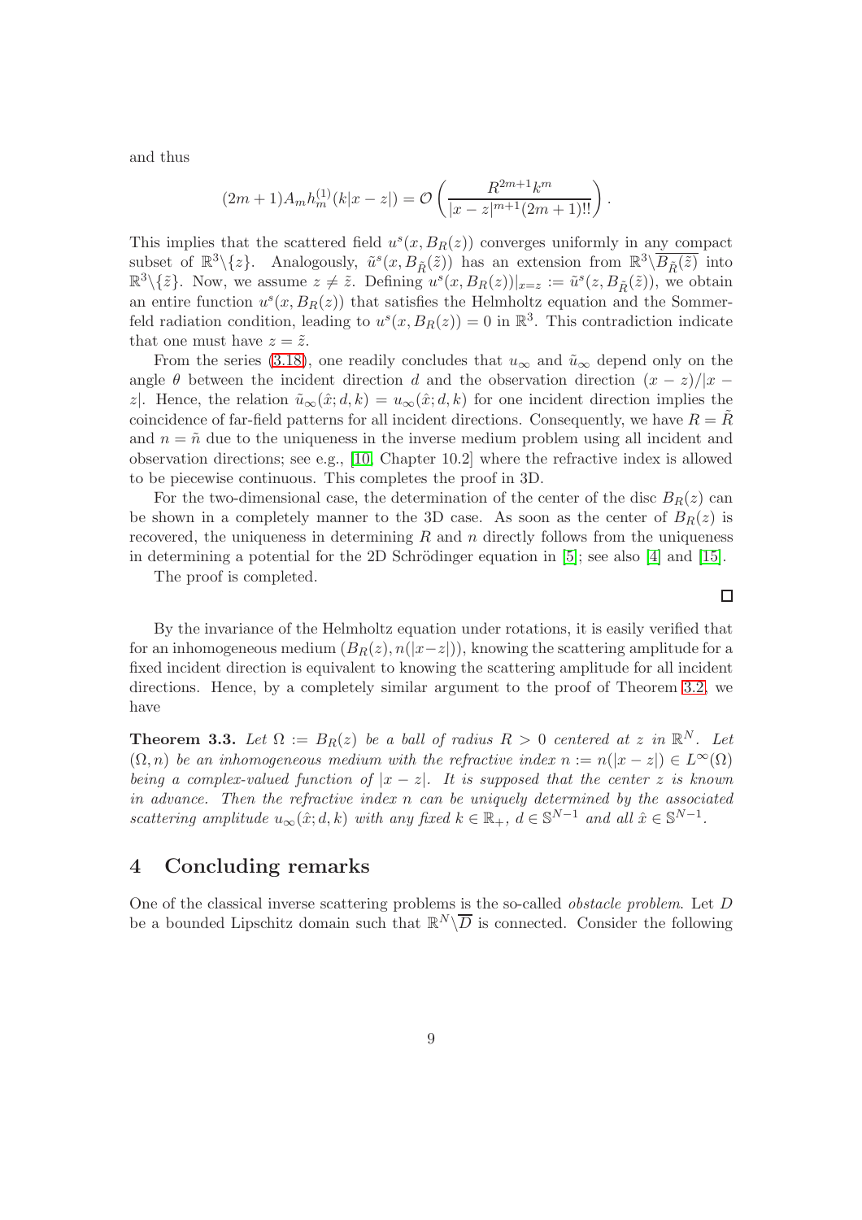and thus

$$(2m+1)A_m h_m^{(1)}(k|x-z|) = \mathcal{O}\left(\frac{R^{2m+1}k^m}{|x-z|^{m+1}(2m+1)!!}\right).$$

This implies that the scattered field $u^s(x, B_R(z))$ converges uniformly in any compact subset of $\mathbb{R}^3\backslash\{z\}$. Analogously, $\tilde{u}^s(x, B_{\tilde{R}}(\tilde{z}))$ has an extension from $\mathbb{R}^3\backslash\overline{B_{\tilde{R}}(\tilde{z})}$ into $\mathbb{R}^3\backslash\{\tilde{z}\}$. Now, we assume $z \neq \tilde{z}$. Defining $u^s(x, B_R(z))|_{x=z} := \tilde{u}^s(z, B_{\tilde{R}}(\tilde{z}))$, we obtain an entire function $u^s(x, B_R(z))$ that satisfies the Helmholtz equation and the Sommerfeld radiation condition, leading to $u^s(x, B_R(z)) = 0$ in $\mathbb{R}^3$. This contradiction indicate that one must have $z = \tilde{z}$.

From the series (3.18), one readily concludes that $u_\infty$ and $\tilde{u}_\infty$ depend only on the angle $\theta$ between the incident direction $d$ and the observation direction $(x-z)/|x-z|$. Hence, the relation $\tilde{u}_\infty(\hat{x}; d, k) = u_\infty(\hat{x}; d, k)$ for one incident direction implies the coincidence of far-field patterns for all incident directions. Consequently, we have $R = \tilde{R}$ and $n = \tilde{n}$ due to the uniqueness in the inverse medium problem using all incident and observation directions; see e.g., [10, Chapter 10.2] where the refractive index is allowed to be piecewise continuous. This completes the proof in 3D.

For the two-dimensional case, the determination of the center of the disc $B_R(z)$ can be shown in a completely manner to the 3D case. As soon as the center of $B_R(z)$ is recovered, the uniqueness in determining $R$ and $n$ directly follows from the uniqueness in determining a potential for the 2D Schrödinger equation in [5]; see also [4] and [15].

The proof is completed.

□

By the invariance of the Helmholtz equation under rotations, it is easily verified that for an inhomogeneous medium $(B_R(z), n(|x-z|))$, knowing the scattering amplitude for a fixed incident direction is equivalent to knowing the scattering amplitude for all incident directions. Hence, by a completely similar argument to the proof of Theorem 3.2, we have

**Theorem 3.3.** *Let $\Omega := B_R(z)$ be a ball of radius $R > 0$ centered at $z$ in $\mathbb{R}^N$. Let $(\Omega, n)$ be an inhomogeneous medium with the refractive index $n := n(|x-z|) \in L^\infty(\Omega)$ being a complex-valued function of $|x-z|$. It is supposed that the center $z$ is known in advance. Then the refractive index $n$ can be uniquely determined by the associated scattering amplitude $u_\infty(\hat{x}; d, k)$ with any fixed $k \in \mathbb{R}_+$, $d \in \mathbb{S}^{N-1}$ and all $\hat{x} \in \mathbb{S}^{N-1}$.*

## 4 Concluding remarks

One of the classical inverse scattering problems is the so-called *obstacle problem*. Let $D$ be a bounded Lipschitz domain such that $\mathbb{R}^N\backslash\overline{D}$ is connected. Consider the following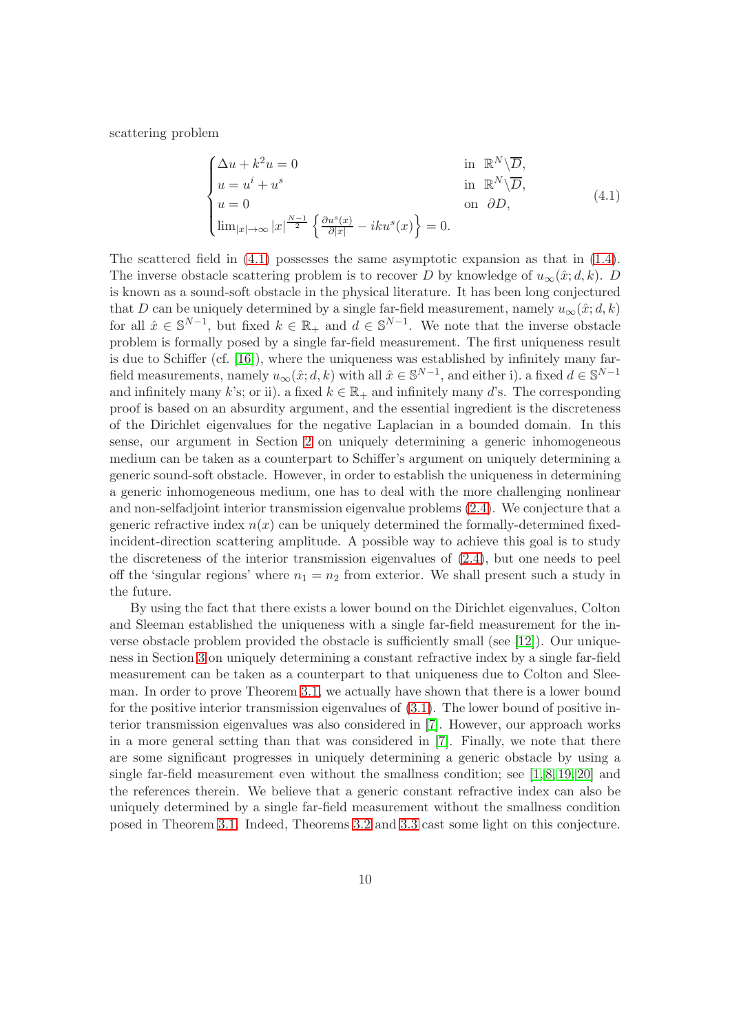scattering problem

$$
\begin{cases}
\Delta u + k^2 u = 0 & \text{in } \ \mathbb{R}^N \backslash \overline{D}, \\
u = u^i + u^s & \text{in } \ \mathbb{R}^N \backslash \overline{D}, \\
u = 0 & \text{on } \ \partial D, \\
\lim_{|x|\to\infty} |x|^{\frac{N-1}{2}} \left\{ \frac{\partial u^s(x)}{\partial |x|} - iku^s(x) \right\} = 0.
\end{cases}
\tag{4.1}
$$

The scattered field in (4.1) possesses the same asymptotic expansion as that in (1.4). The inverse obstacle scattering problem is to recover $D$ by knowledge of $u_\infty(\hat{x}; d, k)$. $D$ is known as a sound-soft obstacle in the physical literature. It has been long conjectured that $D$ can be uniquely determined by a single far-field measurement, namely $u_\infty(\hat{x}; d, k)$ for all $\hat{x} \in \mathbb{S}^{N-1}$, but fixed $k \in \mathbb{R}_+$ and $d \in \mathbb{S}^{N-1}$. We note that the inverse obstacle problem is formally posed by a single far-field measurement. The first uniqueness result is due to Schiffer (cf. [16]), where the uniqueness was established by infinitely many far-field measurements, namely $u_\infty(\hat{x}; d, k)$ with all $\hat{x} \in \mathbb{S}^{N-1}$, and either i). a fixed $d \in \mathbb{S}^{N-1}$ and infinitely many $k$'s; or ii). a fixed $k \in \mathbb{R}_+$ and infinitely many $d$'s. The corresponding proof is based on an absurdity argument, and the essential ingredient is the discreteness of the Dirichlet eigenvalues for the negative Laplacian in a bounded domain. In this sense, our argument in Section 2 on uniquely determining a generic inhomogeneous medium can be taken as a counterpart to Schiffer's argument on uniquely determining a generic sound-soft obstacle. However, in order to establish the uniqueness in determining a generic inhomogeneous medium, one has to deal with the more challenging nonlinear and non-selfadjoint interior transmission eigenvalue problems (2.4). We conjecture that a generic refractive index $n(x)$ can be uniquely determined the formally-determined fixed-incident-direction scattering amplitude. A possible way to achieve this goal is to study the discreteness of the interior transmission eigenvalues of (2.4), but one needs to peel off the 'singular regions' where $n_1 = n_2$ from exterior. We shall present such a study in the future.

By using the fact that there exists a lower bound on the Dirichlet eigenvalues, Colton and Sleeman established the uniqueness with a single far-field measurement for the inverse obstacle problem provided the obstacle is sufficiently small (see [12]). Our uniqueness in Section 3 on uniquely determining a constant refractive index by a single far-field measurement can be taken as a counterpart to that uniqueness due to Colton and Sleeman. In order to prove Theorem 3.1, we actually have shown that there is a lower bound for the positive interior transmission eigenvalues of (3.1). The lower bound of positive interior transmission eigenvalues was also considered in [7]. However, our approach works in a more general setting than that was considered in [7]. Finally, we note that there are some significant progresses in uniquely determining a generic obstacle by using a single far-field measurement even without the smallness condition; see [1, 8, 19, 20] and the references therein. We believe that a generic constant refractive index can also be uniquely determined by a single far-field measurement without the smallness condition posed in Theorem 3.1. Indeed, Theorems 3.2 and 3.3 cast some light on this conjecture.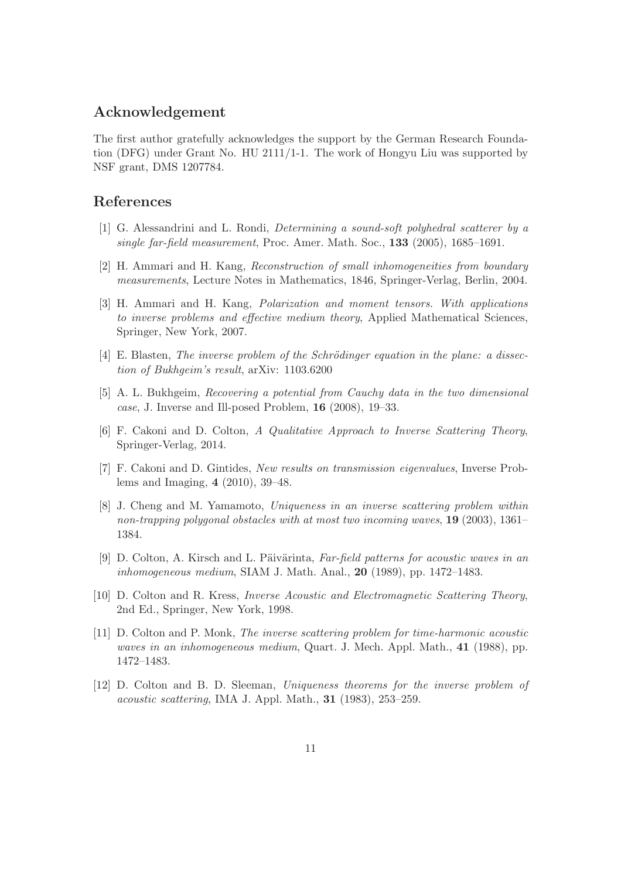## Acknowledgement

The first author gratefully acknowledges the support by the German Research Foundation (DFG) under Grant No. HU 2111/1-1. The work of Hongyu Liu was supported by NSF grant, DMS 1207784.

## References

[1] G. Alessandrini and L. Rondi, *Determining a sound-soft polyhedral scatterer by a single far-field measurement*, Proc. Amer. Math. Soc., **133** (2005), 1685–1691.

[2] H. Ammari and H. Kang, *Reconstruction of small inhomogeneities from boundary measurements*, Lecture Notes in Mathematics, 1846, Springer-Verlag, Berlin, 2004.

[3] H. Ammari and H. Kang, *Polarization and moment tensors. With applications to inverse problems and effective medium theory*, Applied Mathematical Sciences, Springer, New York, 2007.

[4] E. Blasten, *The inverse problem of the Schrödinger equation in the plane: a dissection of Bukhgeim's result*, arXiv: 1103.6200

[5] A. L. Bukhgeim, *Recovering a potential from Cauchy data in the two dimensional case*, J. Inverse and Ill-posed Problem, **16** (2008), 19–33.

[6] F. Cakoni and D. Colton, *A Qualitative Approach to Inverse Scattering Theory*, Springer-Verlag, 2014.

[7] F. Cakoni and D. Gintides, *New results on transmission eigenvalues*, Inverse Problems and Imaging, **4** (2010), 39–48.

[8] J. Cheng and M. Yamamoto, *Uniqueness in an inverse scattering problem within non-trapping polygonal obstacles with at most two incoming waves*, **19** (2003), 1361–1384.

[9] D. Colton, A. Kirsch and L. Päivärinta, *Far-field patterns for acoustic waves in an inhomogeneous medium*, SIAM J. Math. Anal., **20** (1989), pp. 1472–1483.

[10] D. Colton and R. Kress, *Inverse Acoustic and Electromagnetic Scattering Theory*, 2nd Ed., Springer, New York, 1998.

[11] D. Colton and P. Monk, *The inverse scattering problem for time-harmonic acoustic waves in an inhomogeneous medium*, Quart. J. Mech. Appl. Math., **41** (1988), pp. 1472–1483.

[12] D. Colton and B. D. Sleeman, *Uniqueness theorems for the inverse problem of acoustic scattering*, IMA J. Appl. Math., **31** (1983), 253–259.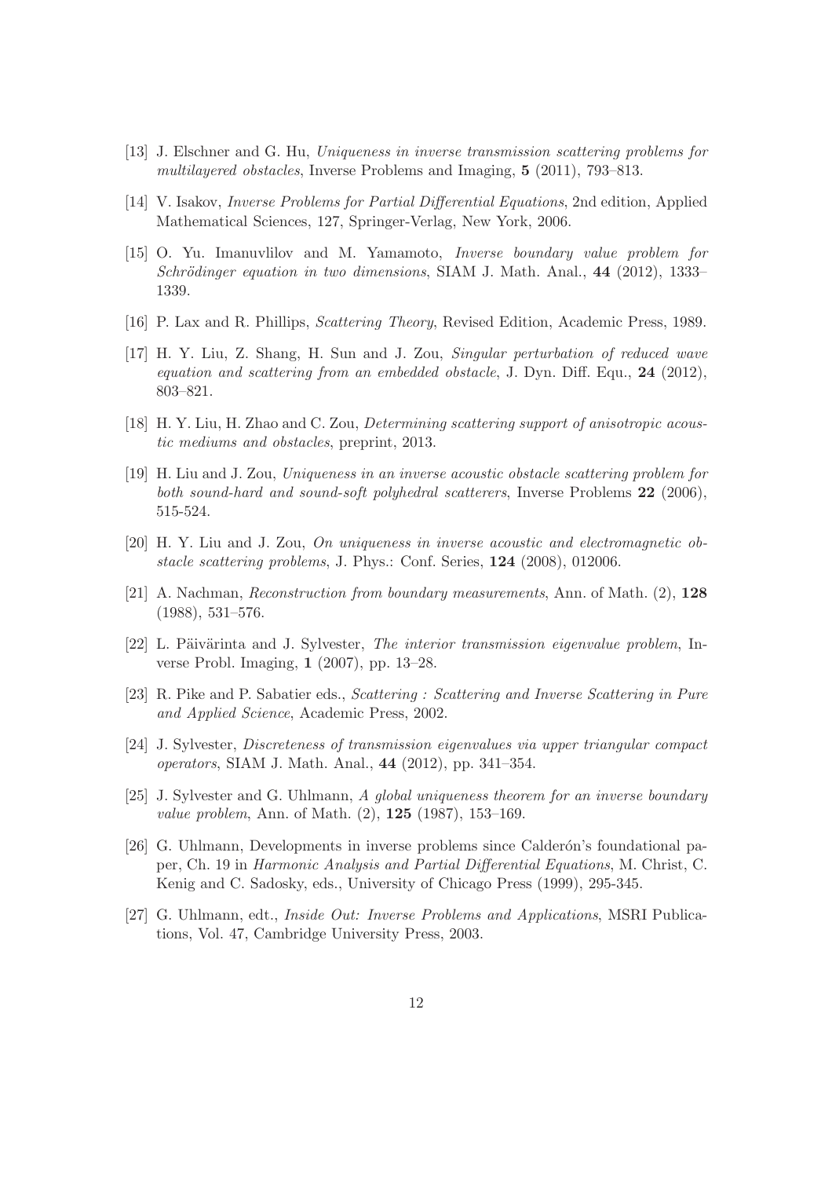[13] J. Elschner and G. Hu, *Uniqueness in inverse transmission scattering problems for multilayered obstacles*, Inverse Problems and Imaging, **5** (2011), 793–813.

[14] V. Isakov, *Inverse Problems for Partial Differential Equations*, 2nd edition, Applied Mathematical Sciences, 127, Springer-Verlag, New York, 2006.

[15] O. Yu. Imanuvlilov and M. Yamamoto, *Inverse boundary value problem for Schrödinger equation in two dimensions*, SIAM J. Math. Anal., **44** (2012), 1333–1339.

[16] P. Lax and R. Phillips, *Scattering Theory*, Revised Edition, Academic Press, 1989.

[17] H. Y. Liu, Z. Shang, H. Sun and J. Zou, *Singular perturbation of reduced wave equation and scattering from an embedded obstacle*, J. Dyn. Diff. Equ., **24** (2012), 803–821.

[18] H. Y. Liu, H. Zhao and C. Zou, *Determining scattering support of anisotropic acoustic mediums and obstacles*, preprint, 2013.

[19] H. Liu and J. Zou, *Uniqueness in an inverse acoustic obstacle scattering problem for both sound-hard and sound-soft polyhedral scatterers*, Inverse Problems **22** (2006), 515-524.

[20] H. Y. Liu and J. Zou, *On uniqueness in inverse acoustic and electromagnetic obstacle scattering problems*, J. Phys.: Conf. Series, **124** (2008), 012006.

[21] A. Nachman, *Reconstruction from boundary measurements*, Ann. of Math. (2), **128** (1988), 531–576.

[22] L. Päivärinta and J. Sylvester, *The interior transmission eigenvalue problem*, Inverse Probl. Imaging, **1** (2007), pp. 13–28.

[23] R. Pike and P. Sabatier eds., *Scattering : Scattering and Inverse Scattering in Pure and Applied Science*, Academic Press, 2002.

[24] J. Sylvester, *Discreteness of transmission eigenvalues via upper triangular compact operators*, SIAM J. Math. Anal., **44** (2012), pp. 341–354.

[25] J. Sylvester and G. Uhlmann, *A global uniqueness theorem for an inverse boundary value problem*, Ann. of Math. (2), **125** (1987), 153–169.

[26] G. Uhlmann, Developments in inverse problems since Calderón's foundational paper, Ch. 19 in *Harmonic Analysis and Partial Differential Equations*, M. Christ, C. Kenig and C. Sadosky, eds., University of Chicago Press (1999), 295-345.

[27] G. Uhlmann, edt., *Inside Out: Inverse Problems and Applications*, MSRI Publications, Vol. 47, Cambridge University Press, 2003.